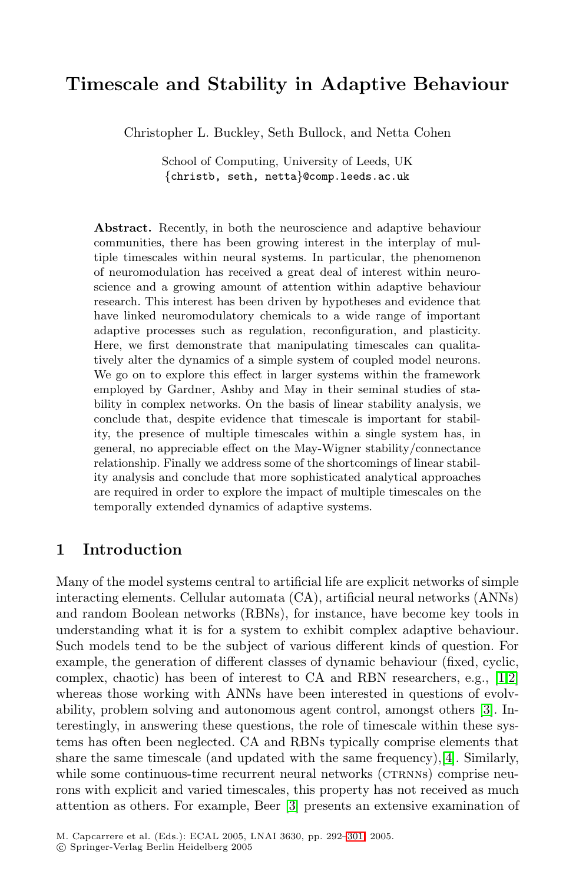# Timescale and Stability in Adaptive Behaviour

Christopher L. Buckley, Seth Bullock, and Netta Cohen

School of Computing, University of Leeds, UK
{christb, seth, netta}@comp.leeds.ac.uk

**Abstract.** Recently, in both the neuroscience and adaptive behaviour communities, there has been growing interest in the interplay of multiple timescales within neural systems. In particular, the phenomenon of neuromodulation has received a great deal of interest within neuroscience and a growing amount of attention within adaptive behaviour research. This interest has been driven by hypotheses and evidence that have linked neuromodulatory chemicals to a wide range of important adaptive processes such as regulation, reconfiguration, and plasticity. Here, we first demonstrate that manipulating timescales can qualitatively alter the dynamics of a simple system of coupled model neurons. We go on to explore this effect in larger systems within the framework employed by Gardner, Ashby and May in their seminal studies of stability in complex networks. On the basis of linear stability analysis, we conclude that, despite evidence that timescale is important for stability, the presence of multiple timescales within a single system has, in general, no appreciable effect on the May-Wigner stability/connectance relationship. Finally we address some of the shortcomings of linear stability analysis and conclude that more sophisticated analytical approaches are required in order to explore the impact of multiple timescales on the temporally extended dynamics of adaptive systems.

## 1 Introduction

Many of the model systems central to artificial life are explicit networks of simple interacting elements. Cellular automata (CA), artificial neural networks (ANNs) and random Boolean networks (RBNs), for instance, have become key tools in understanding what it is for a system to exhibit complex adaptive behaviour. Such models tend to be the subject of various different kinds of question. For example, the generation of different classes of dynamic behaviour (fixed, cyclic, complex, chaotic) has been of interest to CA and RBN researchers, e.g., [1,2] whereas those working with ANNs have been interested in questions of evolvability, problem solving and autonomous agent control, amongst others [3]. Interestingly, in answering these questions, the role of timescale within these systems has often been neglected. CA and RBNs typically comprise elements that share the same timescale (and updated with the same frequency),[4]. Similarly, while some continuous-time recurrent neural networks (CTRNNs) comprise neurons with explicit and varied timescales, this property has not received as much attention as others. For example, Beer [3] presents an extensive examination of

M. Capcarrere et al. (Eds.): ECAL 2005, LNAI 3630, pp. 292–301, 2005.
© Springer-Verlag Berlin Heidelberg 2005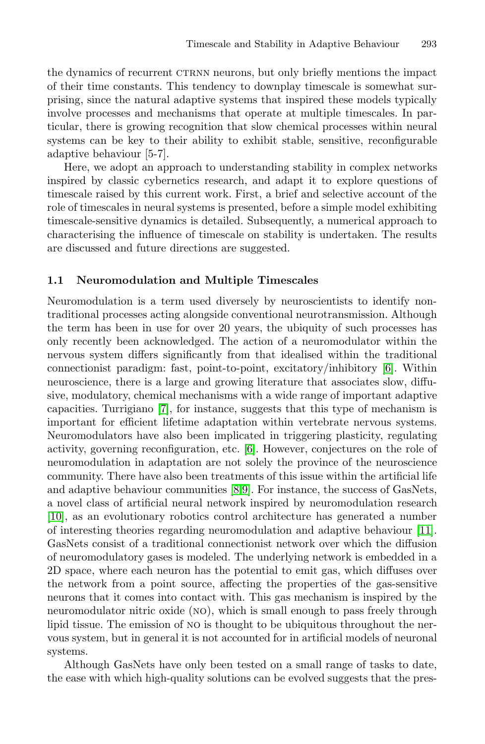the dynamics of recurrent CTRNN neurons, but only briefly mentions the impact of their time constants. This tendency to downplay timescale is somewhat surprising, since the natural adaptive systems that inspired these models typically involve processes and mechanisms that operate at multiple timescales. In particular, there is growing recognition that slow chemical processes within neural systems can be key to their ability to exhibit stable, sensitive, reconfigurable adaptive behaviour [5-7].

Here, we adopt an approach to understanding stability in complex networks inspired by classic cybernetics research, and adapt it to explore questions of timescale raised by this current work. First, a brief and selective account of the role of timescales in neural systems is presented, before a simple model exhibiting timescale-sensitive dynamics is detailed. Subsequently, a numerical approach to characterising the influence of timescale on stability is undertaken. The results are discussed and future directions are suggested.

### 1.1 Neuromodulation and Multiple Timescales

Neuromodulation is a term used diversely by neuroscientists to identify non-traditional processes acting alongside conventional neurotransmission. Although the term has been in use for over 20 years, the ubiquity of such processes has only recently been acknowledged. The action of a neuromodulator within the nervous system differs significantly from that idealised within the traditional connectionist paradigm: fast, point-to-point, excitatory/inhibitory [6]. Within neuroscience, there is a large and growing literature that associates slow, diffusive, modulatory, chemical mechanisms with a wide range of important adaptive capacities. Turrigiano [7], for instance, suggests that this type of mechanism is important for efficient lifetime adaptation within vertebrate nervous systems. Neuromodulators have also been implicated in triggering plasticity, regulating activity, governing reconfiguration, etc. [6]. However, conjectures on the role of neuromodulation in adaptation are not solely the province of the neuroscience community. There have also been treatments of this issue within the artificial life and adaptive behaviour communities [8,9]. For instance, the success of GasNets, a novel class of artificial neural network inspired by neuromodulation research [10], as an evolutionary robotics control architecture has generated a number of interesting theories regarding neuromodulation and adaptive behaviour [11]. GasNets consist of a traditional connectionist network over which the diffusion of neuromodulatory gases is modeled. The underlying network is embedded in a 2D space, where each neuron has the potential to emit gas, which diffuses over the network from a point source, affecting the properties of the gas-sensitive neurons that it comes into contact with. This gas mechanism is inspired by the neuromodulator nitric oxide (NO), which is small enough to pass freely through lipid tissue. The emission of NO is thought to be ubiquitous throughout the nervous system, but in general it is not accounted for in artificial models of neuronal systems.

Although GasNets have only been tested on a small range of tasks to date, the ease with which high-quality solutions can be evolved suggests that the pres-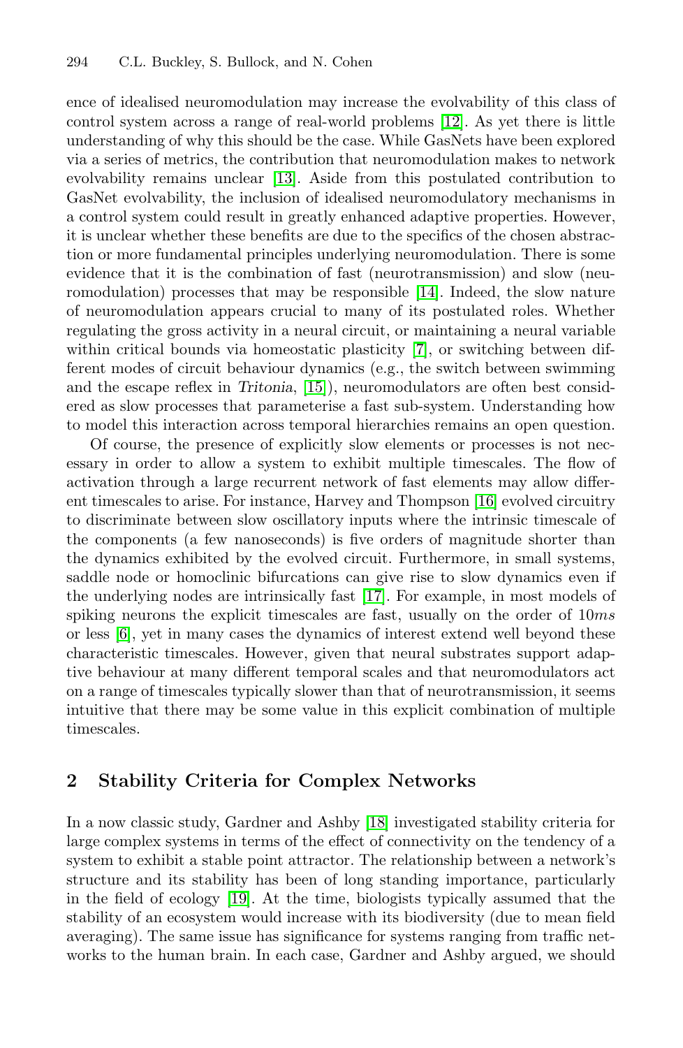ence of idealised neuromodulation may increase the evolvability of this class of control system across a range of real-world problems [12]. As yet there is little understanding of why this should be the case. While GasNets have been explored via a series of metrics, the contribution that neuromodulation makes to network evolvability remains unclear [13]. Aside from this postulated contribution to GasNet evolvability, the inclusion of idealised neuromodulatory mechanisms in a control system could result in greatly enhanced adaptive properties. However, it is unclear whether these benefits are due to the specifics of the chosen abstraction or more fundamental principles underlying neuromodulation. There is some evidence that it is the combination of fast (neurotransmission) and slow (neuromodulation) processes that may be responsible [14]. Indeed, the slow nature of neuromodulation appears crucial to many of its postulated roles. Whether regulating the gross activity in a neural circuit, or maintaining a neural variable within critical bounds via homeostatic plasticity [7], or switching between different modes of circuit behaviour dynamics (e.g., the switch between swimming and the escape reflex in *Tritonia*, [15]), neuromodulators are often best considered as slow processes that parameterise a fast sub-system. Understanding how to model this interaction across temporal hierarchies remains an open question.

Of course, the presence of explicitly slow elements or processes is not necessary in order to allow a system to exhibit multiple timescales. The flow of activation through a large recurrent network of fast elements may allow different timescales to arise. For instance, Harvey and Thompson [16] evolved circuitry to discriminate between slow oscillatory inputs where the intrinsic timescale of the components (a few nanoseconds) is five orders of magnitude shorter than the dynamics exhibited by the evolved circuit. Furthermore, in small systems, saddle node or homoclinic bifurcations can give rise to slow dynamics even if the underlying nodes are intrinsically fast [17]. For example, in most models of spiking neurons the explicit timescales are fast, usually on the order of $10ms$ or less [6], yet in many cases the dynamics of interest extend well beyond these characteristic timescales. However, given that neural substrates support adaptive behaviour at many different temporal scales and that neuromodulators act on a range of timescales typically slower than that of neurotransmission, it seems intuitive that there may be some value in this explicit combination of multiple timescales.

## 2 Stability Criteria for Complex Networks

In a now classic study, Gardner and Ashby [18] investigated stability criteria for large complex systems in terms of the effect of connectivity on the tendency of a system to exhibit a stable point attractor. The relationship between a network's structure and its stability has been of long standing importance, particularly in the field of ecology [19]. At the time, biologists typically assumed that the stability of an ecosystem would increase with its biodiversity (due to mean field averaging). The same issue has significance for systems ranging from traffic networks to the human brain. In each case, Gardner and Ashby argued, we should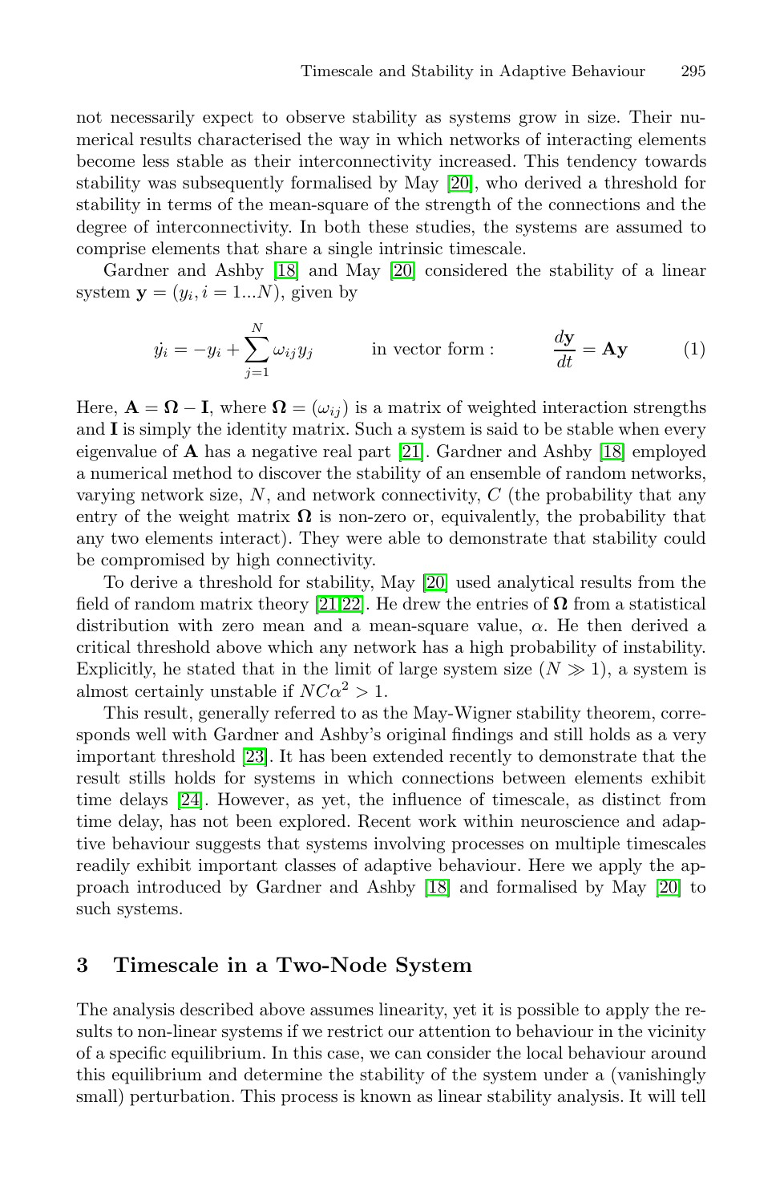not necessarily expect to observe stability as systems grow in size. Their numerical results characterised the way in which networks of interacting elements become less stable as their interconnectivity increased. This tendency towards stability was subsequently formalised by May [20], who derived a threshold for stability in terms of the mean-square of the strength of the connections and the degree of interconnectivity. In both these studies, the systems are assumed to comprise elements that share a single intrinsic timescale.

Gardner and Ashby [18] and May [20] considered the stability of a linear system $\mathbf{y} = (y_i, i = 1...N)$, given by

$$\dot{y_i} = -y_i + \sum_{j=1}^{N} \omega_{ij} y_j \qquad \text{in vector form :} \qquad \frac{d\mathbf{y}}{dt} = \mathbf{A}\mathbf{y} \tag{1}$$

Here, $\mathbf{A} = \mathbf{\Omega} - \mathbf{I}$, where $\mathbf{\Omega} = (\omega_{ij})$ is a matrix of weighted interaction strengths and $\mathbf{I}$ is simply the identity matrix. Such a system is said to be stable when every eigenvalue of $\mathbf{A}$ has a negative real part [21]. Gardner and Ashby [18] employed a numerical method to discover the stability of an ensemble of random networks, varying network size, $N$, and network connectivity, $C$ (the probability that any entry of the weight matrix $\mathbf{\Omega}$ is non-zero or, equivalently, the probability that any two elements interact). They were able to demonstrate that stability could be compromised by high connectivity.

To derive a threshold for stability, May [20] used analytical results from the field of random matrix theory [21,22]. He drew the entries of $\mathbf{\Omega}$ from a statistical distribution with zero mean and a mean-square value, $\alpha$. He then derived a critical threshold above which any network has a high probability of instability. Explicitly, he stated that in the limit of large system size ($N \gg 1$), a system is almost certainly unstable if $NC\alpha^2 > 1$.

This result, generally referred to as the May-Wigner stability theorem, corresponds well with Gardner and Ashby's original findings and still holds as a very important threshold [23]. It has been extended recently to demonstrate that the result stills holds for systems in which connections between elements exhibit time delays [24]. However, as yet, the influence of timescale, as distinct from time delay, has not been explored. Recent work within neuroscience and adaptive behaviour suggests that systems involving processes on multiple timescales readily exhibit important classes of adaptive behaviour. Here we apply the approach introduced by Gardner and Ashby [18] and formalised by May [20] to such systems.

## 3 Timescale in a Two-Node System

The analysis described above assumes linearity, yet it is possible to apply the results to non-linear systems if we restrict our attention to behaviour in the vicinity of a specific equilibrium. In this case, we can consider the local behaviour around this equilibrium and determine the stability of the system under a (vanishingly small) perturbation. This process is known as linear stability analysis. It will tell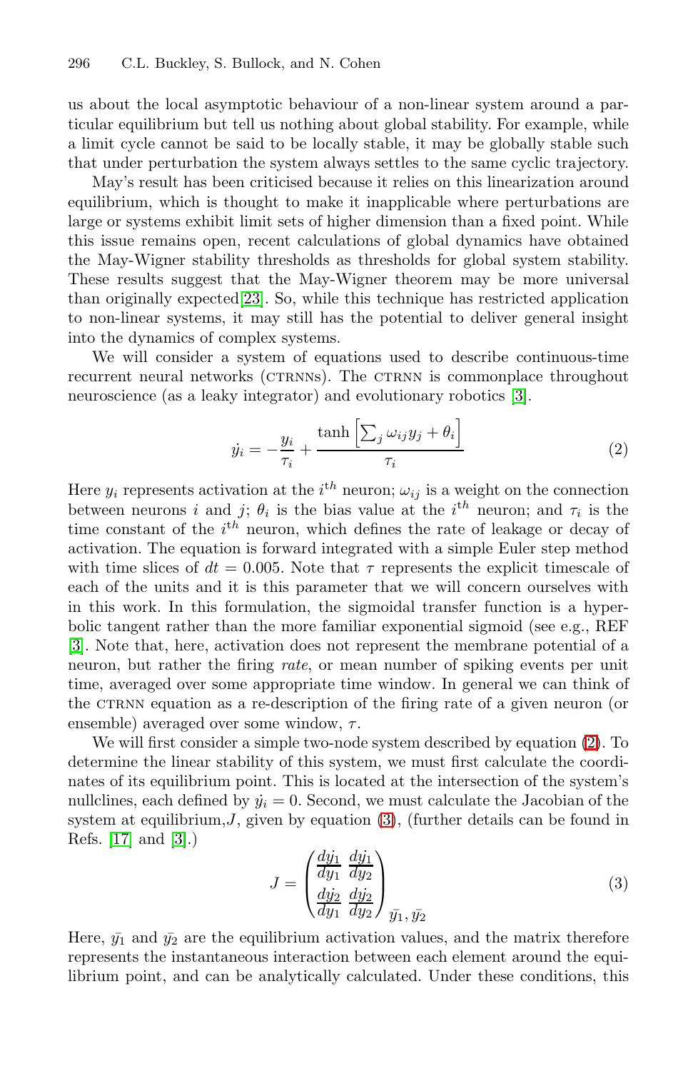us about the local asymptotic behaviour of a non-linear system around a particular equilibrium but tell us nothing about global stability. For example, while a limit cycle cannot be said to be locally stable, it may be globally stable such that under perturbation the system always settles to the same cyclic trajectory.

May's result has been criticised because it relies on this linearization around equilibrium, which is thought to make it inapplicable where perturbations are large or systems exhibit limit sets of higher dimension than a fixed point. While this issue remains open, recent calculations of global dynamics have obtained the May-Wigner stability thresholds as thresholds for global system stability. These results suggest that the May-Wigner theorem may be more universal than originally expected[23]. So, while this technique has restricted application to non-linear systems, it may still has the potential to deliver general insight into the dynamics of complex systems.

We will consider a system of equations used to describe continuous-time recurrent neural networks (CTRNNs). The CTRNN is commonplace throughout neuroscience (as a leaky integrator) and evolutionary robotics [3].

$$\dot{y_i} = -\frac{y_i}{\tau_i} + \frac{\tanh\left[\sum_j \omega_{ij} y_j + \theta_i\right]}{\tau_i} \tag{2}$$

Here $y_i$ represents activation at the $i^{th}$ neuron; $\omega_{ij}$ is a weight on the connection between neurons $i$ and $j$; $\theta_i$ is the bias value at the $i^{th}$ neuron; and $\tau_i$ is the time constant of the $i^{th}$ neuron, which defines the rate of leakage or decay of activation. The equation is forward integrated with a simple Euler step method with time slices of $dt = 0.005$. Note that $\tau$ represents the explicit timescale of each of the units and it is this parameter that we will concern ourselves with in this work. In this formulation, the sigmoidal transfer function is a hyperbolic tangent rather than the more familiar exponential sigmoid (see e.g., REF [3]. Note that, here, activation does not represent the membrane potential of a neuron, but rather the firing *rate*, or mean number of spiking events per unit time, averaged over some appropriate time window. In general we can think of the CTRNN equation as a re-description of the firing rate of a given neuron (or ensemble) averaged over some window, $\tau$.

We will first consider a simple two-node system described by equation (2). To determine the linear stability of this system, we must first calculate the coordinates of its equilibrium point. This is located at the intersection of the system's nullclines, each defined by $\dot{y_i} = 0$. Second, we must calculate the Jacobian of the system at equilibrium,$J$, given by equation (3), (further details can be found in Refs. [17] and [3].)

$$J = \begin{pmatrix} \frac{d\dot{y_1}}{dy_1} & \frac{d\dot{y_1}}{dy_2} \\ \frac{d\dot{y_2}}{dy_1} & \frac{d\dot{y_2}}{dy_2} \end{pmatrix}_{\bar{y_1},\, \bar{y_2}} \tag{3}$$

Here, $\bar{y_1}$ and $\bar{y_2}$ are the equilibrium activation values, and the matrix therefore represents the instantaneous interaction between each element around the equilibrium point, and can be analytically calculated. Under these conditions, this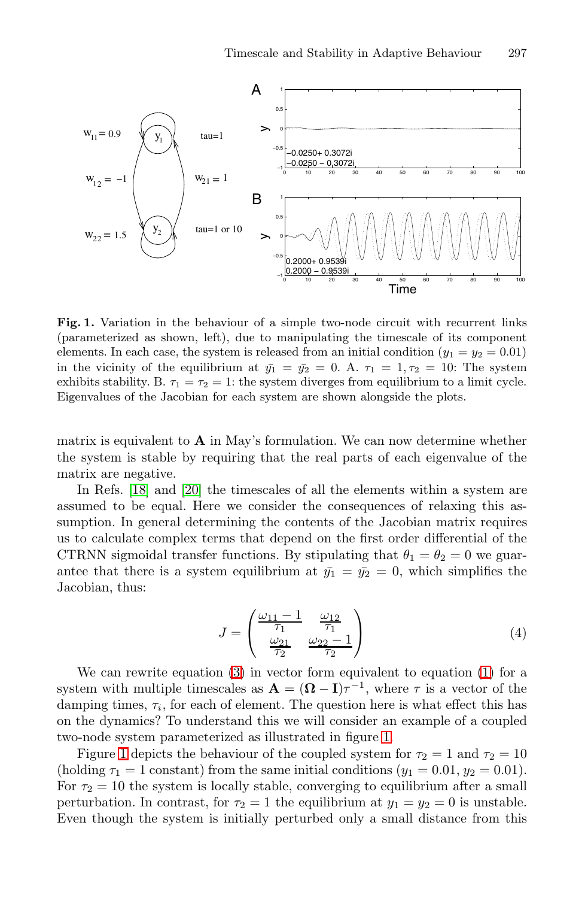**Fig. 1.** Variation in the behaviour of a simple two-node circuit with recurrent links (parameterized as shown, left), due to manipulating the timescale of its component elements. In each case, the system is released from an initial condition ($y_1 = y_2 = 0.01$) in the vicinity of the equilibrium at $\bar{y_1} = \bar{y_2} = 0$. A. $\tau_1 = 1, \tau_2 = 10$: The system exhibits stability. B. $\tau_1 = \tau_2 = 1$: the system diverges from equilibrium to a limit cycle. Eigenvalues of the Jacobian for each system are shown alongside the plots.

matrix is equivalent to **A** in May's formulation. We can now determine whether the system is stable by requiring that the real parts of each eigenvalue of the matrix are negative.

In Refs. [18] and [20] the timescales of all the elements within a system are assumed to be equal. Here we consider the consequences of relaxing this assumption. In general determining the contents of the Jacobian matrix requires us to calculate complex terms that depend on the first order differential of the CTRNN sigmoidal transfer functions. By stipulating that $\theta_1 = \theta_2 = 0$ we guarantee that there is a system equilibrium at $\bar{y_1} = \bar{y_2} = 0$, which simplifies the Jacobian, thus:

$$J = \begin{pmatrix} \frac{\omega_{11} - 1}{\tau_1} & \frac{\omega_{12}}{\tau_1} \\ \frac{\omega_{21}}{\tau_2} & \frac{\omega_{22} - 1}{\tau_2} \end{pmatrix} \tag{4}$$

We can rewrite equation (3) in vector form equivalent to equation (1) for a system with multiple timescales as $\mathbf{A} = (\mathbf{\Omega} - \mathbf{I})\tau^{-1}$, where $\tau$ is a vector of the damping times, $\tau_i$, for each of element. The question here is what effect this has on the dynamics? To understand this we will consider an example of a coupled two-node system parameterized as illustrated in figure 1.

Figure 1 depicts the behaviour of the coupled system for $\tau_2 = 1$ and $\tau_2 = 10$ (holding $\tau_1 = 1$ constant) from the same initial conditions ($y_1 = 0.01, y_2 = 0.01$). For $\tau_2 = 10$ the system is locally stable, converging to equilibrium after a small perturbation. In contrast, for $\tau_2 = 1$ the equilibrium at $y_1 = y_2 = 0$ is unstable. Even though the system is initially perturbed only a small distance from this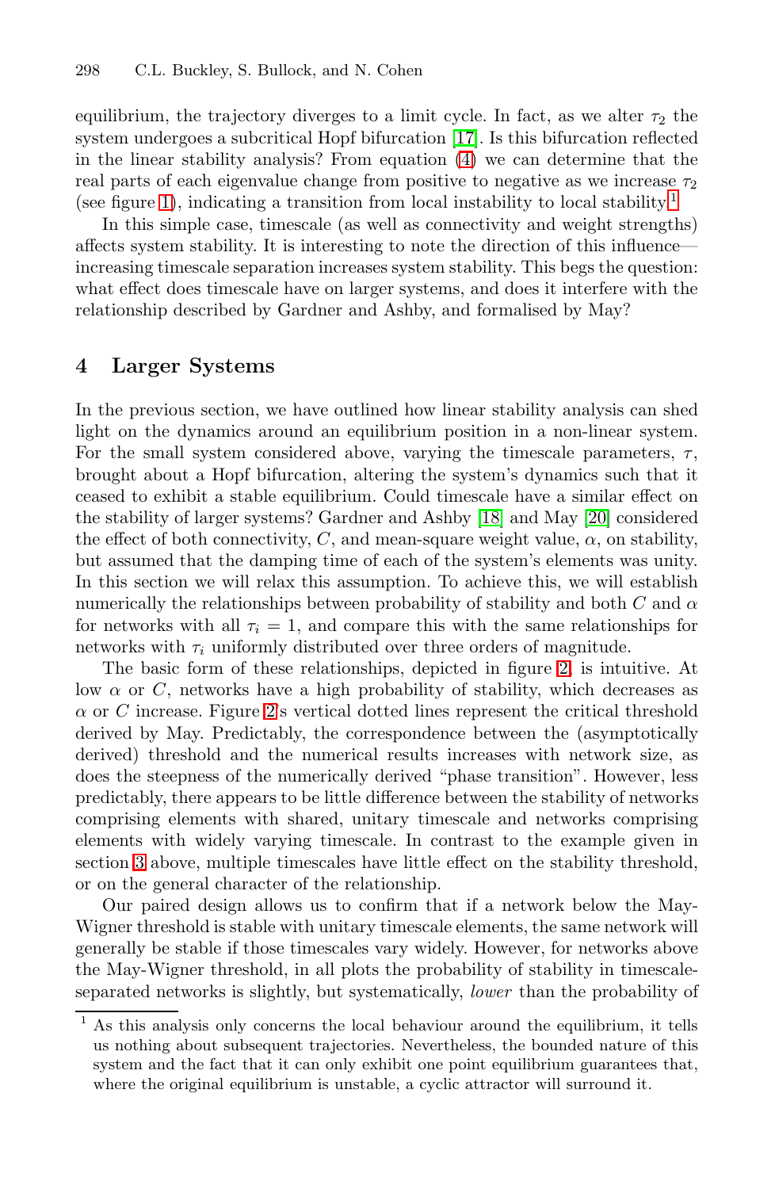equilibrium, the trajectory diverges to a limit cycle. In fact, as we alter $\tau_2$ the system undergoes a subcritical Hopf bifurcation [17]. Is this bifurcation reflected in the linear stability analysis? From equation (4) we can determine that the real parts of each eigenvalue change from positive to negative as we increase $\tau_2$ (see figure 1), indicating a transition from local instability to local stability.[1]

In this simple case, timescale (as well as connectivity and weight strengths) affects system stability. It is interesting to note the direction of this influence—increasing timescale separation increases system stability. This begs the question: what effect does timescale have on larger systems, and does it interfere with the relationship described by Gardner and Ashby, and formalised by May?

## 4 Larger Systems

In the previous section, we have outlined how linear stability analysis can shed light on the dynamics around an equilibrium position in a non-linear system. For the small system considered above, varying the timescale parameters, $\tau$, brought about a Hopf bifurcation, altering the system's dynamics such that it ceased to exhibit a stable equilibrium. Could timescale have a similar effect on the stability of larger systems? Gardner and Ashby [18] and May [20] considered the effect of both connectivity, $C$, and mean-square weight value, $\alpha$, on stability, but assumed that the damping time of each of the system's elements was unity. In this section we will relax this assumption. To achieve this, we will establish numerically the relationships between probability of stability and both $C$ and $\alpha$ for networks with all $\tau_i = 1$, and compare this with the same relationships for networks with $\tau_i$ uniformly distributed over three orders of magnitude.

The basic form of these relationships, depicted in figure 2, is intuitive. At low $\alpha$ or $C$, networks have a high probability of stability, which decreases as $\alpha$ or $C$ increase. Figure 2's vertical dotted lines represent the critical threshold derived by May. Predictably, the correspondence between the (asymptotically derived) threshold and the numerical results increases with network size, as does the steepness of the numerically derived "phase transition". However, less predictably, there appears to be little difference between the stability of networks comprising elements with shared, unitary timescale and networks comprising elements with widely varying timescale. In contrast to the example given in section 3 above, multiple timescales have little effect on the stability threshold, or on the general character of the relationship.

Our paired design allows us to confirm that if a network below the May-Wigner threshold is stable with unitary timescale elements, the same network will generally be stable if those timescales vary widely. However, for networks above the May-Wigner threshold, in all plots the probability of stability in timescale-separated networks is slightly, but systematically, *lower* than the probability of

[1] As this analysis only concerns the local behaviour around the equilibrium, it tells us nothing about subsequent trajectories. Nevertheless, the bounded nature of this system and the fact that it can only exhibit one point equilibrium guarantees that, where the original equilibrium is unstable, a cyclic attractor will surround it.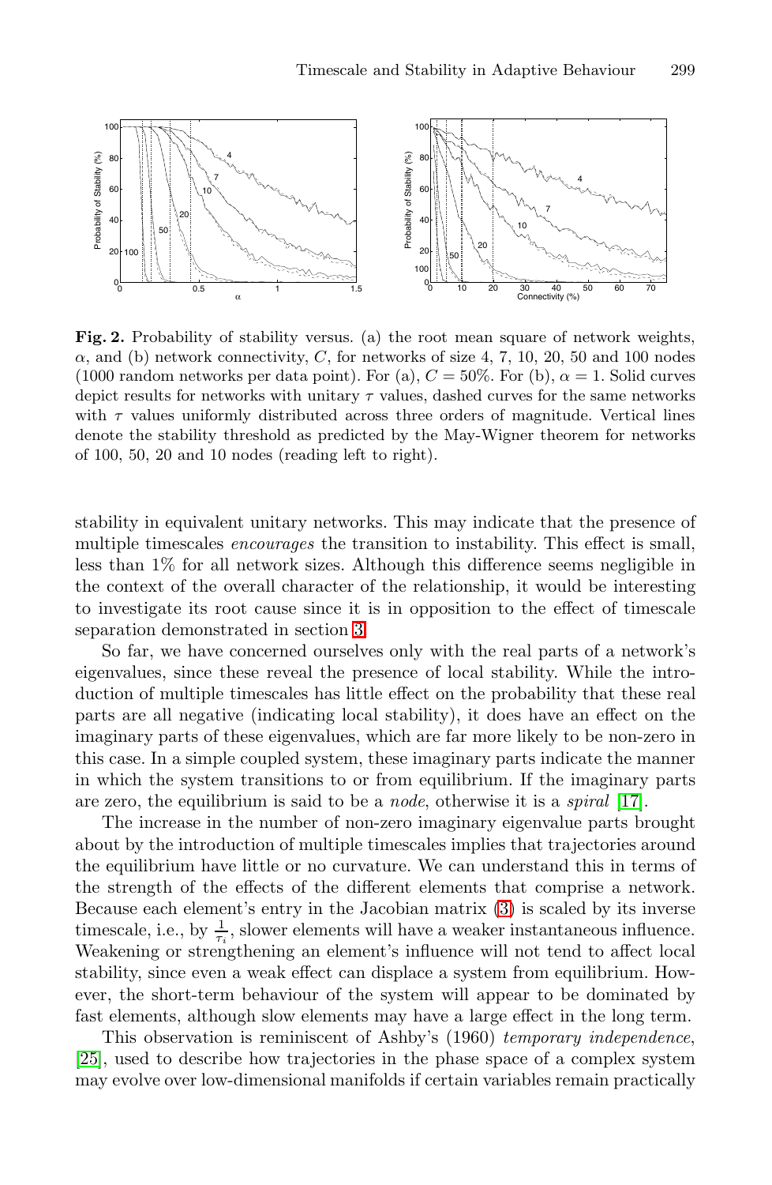Probability of Stability (%)

100
80
60
40
20
0

0 0.5 1 1.5

$\alpha$

4 7 10 20 50 100

Probability of Stability (%)

100
80
60
40
20
0

0 10 20 30 40 50 60 70

Connectivity (%)

4 7 10 20 50 100

**Fig. 2.** Probability of stability versus. (a) the root mean square of network weights, $\alpha$, and (b) network connectivity, $C$, for networks of size 4, 7, 10, 20, 50 and 100 nodes (1000 random networks per data point). For (a), $C = 50\%$. For (b), $\alpha = 1$. Solid curves depict results for networks with unitary $\tau$ values, dashed curves for the same networks with $\tau$ values uniformly distributed across three orders of magnitude. Vertical lines denote the stability threshold as predicted by the May-Wigner theorem for networks of 100, 50, 20 and 10 nodes (reading left to right).

stability in equivalent unitary networks. This may indicate that the presence of multiple timescales *encourages* the transition to instability. This effect is small, less than 1% for all network sizes. Although this difference seems negligible in the context of the overall character of the relationship, it would be interesting to investigate its root cause since it is in opposition to the effect of timescale separation demonstrated in section 3.

So far, we have concerned ourselves only with the real parts of a network's eigenvalues, since these reveal the presence of local stability. While the introduction of multiple timescales has little effect on the probability that these real parts are all negative (indicating local stability), it does have an effect on the imaginary parts of these eigenvalues, which are far more likely to be non-zero in this case. In a simple coupled system, these imaginary parts indicate the manner in which the system transitions to or from equilibrium. If the imaginary parts are zero, the equilibrium is said to be a *node*, otherwise it is a *spiral* [17].

The increase in the number of non-zero imaginary eigenvalue parts brought about by the introduction of multiple timescales implies that trajectories around the equilibrium have little or no curvature. We can understand this in terms of the strength of the effects of the different elements that comprise a network. Because each element's entry in the Jacobian matrix (3) is scaled by its inverse timescale, i.e., by $\frac{1}{\tau_i}$, slower elements will have a weaker instantaneous influence. Weakening or strengthening an element's influence will not tend to affect local stability, since even a weak effect can displace a system from equilibrium. However, the short-term behaviour of the system will appear to be dominated by fast elements, although slow elements may have a large effect in the long term.

This observation is reminiscent of Ashby's (1960) *temporary independence*, [25], used to describe how trajectories in the phase space of a complex system may evolve over low-dimensional manifolds if certain variables remain practically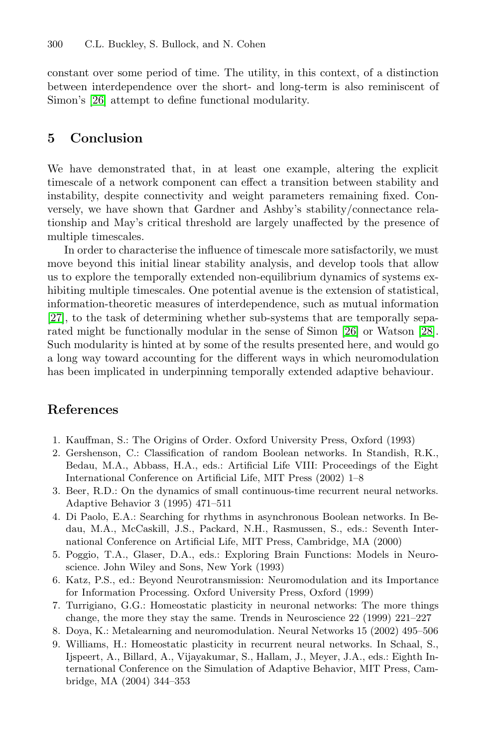constant over some period of time. The utility, in this context, of a distinction between interdependence over the short- and long-term is also reminiscent of Simon's [26] attempt to define functional modularity.

## 5 Conclusion

We have demonstrated that, in at least one example, altering the explicit timescale of a network component can effect a transition between stability and instability, despite connectivity and weight parameters remaining fixed. Conversely, we have shown that Gardner and Ashby's stability/connectance relationship and May's critical threshold are largely unaffected by the presence of multiple timescales.

In order to characterise the influence of timescale more satisfactorily, we must move beyond this initial linear stability analysis, and develop tools that allow us to explore the temporally extended non-equilibrium dynamics of systems exhibiting multiple timescales. One potential avenue is the extension of statistical, information-theoretic measures of interdependence, such as mutual information [27], to the task of determining whether sub-systems that are temporally separated might be functionally modular in the sense of Simon [26] or Watson [28]. Such modularity is hinted at by some of the results presented here, and would go a long way toward accounting for the different ways in which neuromodulation has been implicated in underpinning temporally extended adaptive behaviour.

## References

1. Kauffman, S.: The Origins of Order. Oxford University Press, Oxford (1993)
2. Gershenson, C.: Classification of random Boolean networks. In Standish, R.K., Bedau, M.A., Abbass, H.A., eds.: Artificial Life VIII: Proceedings of the Eight International Conference on Artificial Life, MIT Press (2002) 1–8
3. Beer, R.D.: On the dynamics of small continuous-time recurrent neural networks. Adaptive Behavior 3 (1995) 471–511
4. Di Paolo, E.A.: Searching for rhythms in asynchronous Boolean networks. In Bedau, M.A., McCaskill, J.S., Packard, N.H., Rasmussen, S., eds.: Seventh International Conference on Artificial Life, MIT Press, Cambridge, MA (2000)
5. Poggio, T.A., Glaser, D.A., eds.: Exploring Brain Functions: Models in Neuroscience. John Wiley and Sons, New York (1993)
6. Katz, P.S., ed.: Beyond Neurotransmission: Neuromodulation and its Importance for Information Processing. Oxford University Press, Oxford (1999)
7. Turrigiano, G.G.: Homeostatic plasticity in neuronal networks: The more things change, the more they stay the same. Trends in Neuroscience 22 (1999) 221–227
8. Doya, K.: Metalearning and neuromodulation. Neural Networks 15 (2002) 495–506
9. Williams, H.: Homeostatic plasticity in recurrent neural networks. In Schaal, S., Ijspeert, A., Billard, A., Vijayakumar, S., Hallam, J., Meyer, J.A., eds.: Eighth International Conference on the Simulation of Adaptive Behavior, MIT Press, Cambridge, MA (2004) 344–353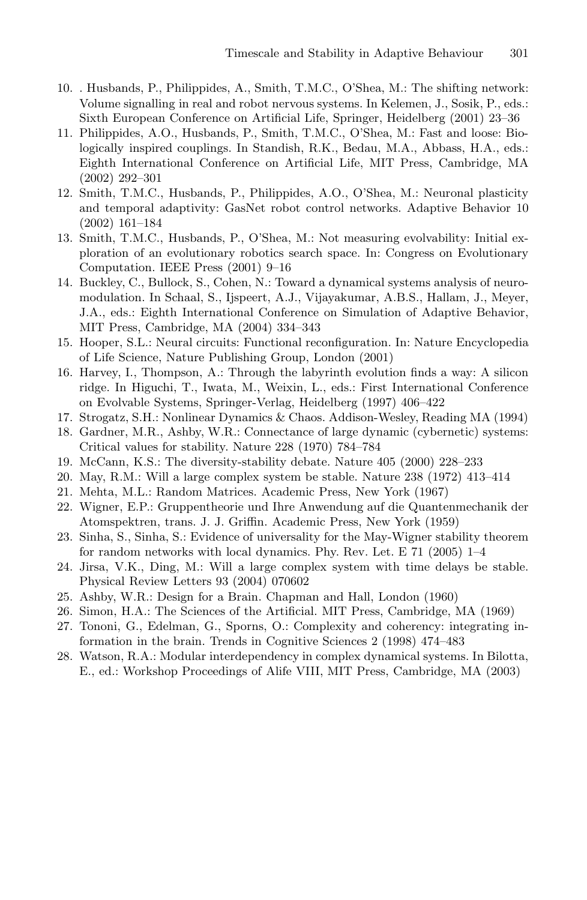10. . Husbands, P., Philippides, A., Smith, T.M.C., O'Shea, M.: The shifting network: Volume signalling in real and robot nervous systems. In Kelemen, J., Sosik, P., eds.: Sixth European Conference on Artificial Life, Springer, Heidelberg (2001) 23–36
11. Philippides, A.O., Husbands, P., Smith, T.M.C., O'Shea, M.: Fast and loose: Biologically inspired couplings. In Standish, R.K., Bedau, M.A., Abbass, H.A., eds.: Eighth International Conference on Artificial Life, MIT Press, Cambridge, MA (2002) 292–301
12. Smith, T.M.C., Husbands, P., Philippides, A.O., O'Shea, M.: Neuronal plasticity and temporal adaptivity: GasNet robot control networks. Adaptive Behavior 10 (2002) 161–184
13. Smith, T.M.C., Husbands, P., O'Shea, M.: Not measuring evolvability: Initial exploration of an evolutionary robotics search space. In: Congress on Evolutionary Computation. IEEE Press (2001) 9–16
14. Buckley, C., Bullock, S., Cohen, N.: Toward a dynamical systems analysis of neuromodulation. In Schaal, S., Ijspeert, A.J., Vijayakumar, A.B.S., Hallam, J., Meyer, J.A., eds.: Eighth International Conference on Simulation of Adaptive Behavior, MIT Press, Cambridge, MA (2004) 334–343
15. Hooper, S.L.: Neural circuits: Functional reconfiguration. In: Nature Encyclopedia of Life Science, Nature Publishing Group, London (2001)
16. Harvey, I., Thompson, A.: Through the labyrinth evolution finds a way: A silicon ridge. In Higuchi, T., Iwata, M., Weixin, L., eds.: First International Conference on Evolvable Systems, Springer-Verlag, Heidelberg (1997) 406–422
17. Strogatz, S.H.: Nonlinear Dynamics & Chaos. Addison-Wesley, Reading MA (1994)
18. Gardner, M.R., Ashby, W.R.: Connectance of large dynamic (cybernetic) systems: Critical values for stability. Nature 228 (1970) 784–784
19. McCann, K.S.: The diversity-stability debate. Nature 405 (2000) 228–233
20. May, R.M.: Will a large complex system be stable. Nature 238 (1972) 413–414
21. Mehta, M.L.: Random Matrices. Academic Press, New York (1967)
22. Wigner, E.P.: Gruppentheorie und Ihre Anwendung auf die Quantenmechanik der Atomspektren, trans. J. J. Griffin. Academic Press, New York (1959)
23. Sinha, S., Sinha, S.: Evidence of universality for the May-Wigner stability theorem for random networks with local dynamics. Phy. Rev. Let. E 71 (2005) 1–4
24. Jirsa, V.K., Ding, M.: Will a large complex system with time delays be stable. Physical Review Letters 93 (2004) 070602
25. Ashby, W.R.: Design for a Brain. Chapman and Hall, London (1960)
26. Simon, H.A.: The Sciences of the Artificial. MIT Press, Cambridge, MA (1969)
27. Tononi, G., Edelman, G., Sporns, O.: Complexity and coherency: integrating information in the brain. Trends in Cognitive Sciences 2 (1998) 474–483
28. Watson, R.A.: Modular interdependency in complex dynamical systems. In Bilotta, E., ed.: Workshop Proceedings of Alife VIII, MIT Press, Cambridge, MA (2003)